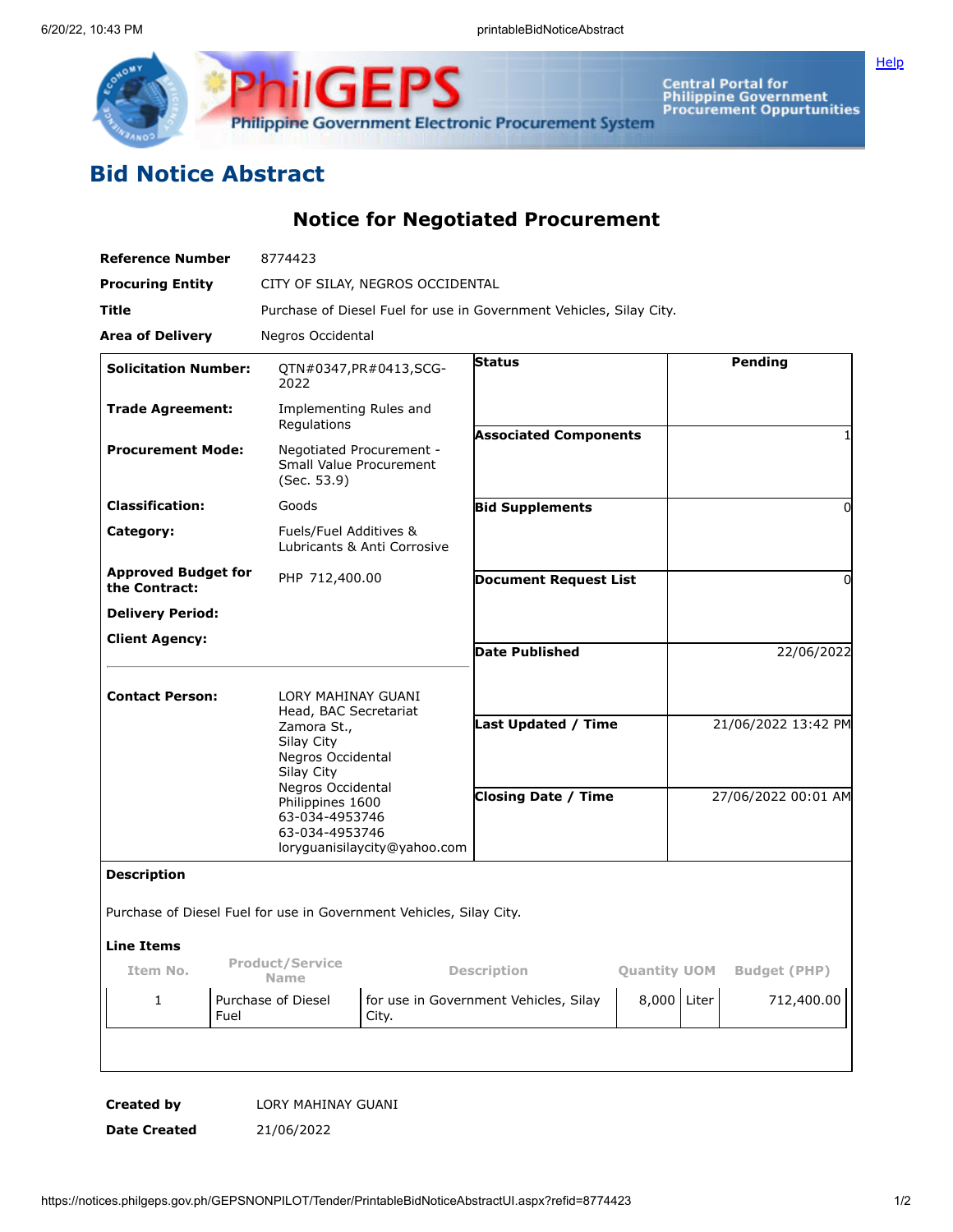# Bid Notice Abstract

## Notice for Negotiated Procurement

| | |
|---|---|
| **Reference Number** | 8774423 |
| **Procuring Entity** | CITY OF SILAY, NEGROS OCCIDENTAL |
| **Title** | Purchase of Diesel Fuel for use in Government Vehicles, Silay City. |
| **Area of Delivery** | Negros Occidental |

| | | | |
|---|---|---|---|
| **Solicitation Number:** | QTN#0347,PR#0413,SCG-2022 | **Status** | Pending |
| **Trade Agreement:** | Implementing Rules and Regulations | **Associated Components** | 1 |
| **Procurement Mode:** | Negotiated Procurement - Small Value Procurement (Sec. 53.9) | **Bid Supplements** | 0 |
| **Classification:** | Goods | **Document Request List** | 0 |
| **Category:** | Fuels/Fuel Additives & Lubricants & Anti Corrosive | **Date Published** | 22/06/2022 |
| **Approved Budget for the Contract:** | PHP 712,400.00 | **Last Updated / Time** | 21/06/2022 13:42 PM |
| **Delivery Period:** | | **Closing Date / Time** | 27/06/2022 00:01 AM |
| **Client Agency:** | | | |
| **Contact Person:** | LORY MAHINAY GUANI<br>Head, BAC Secretariat<br>Zamora St.,<br>Silay City<br>Negros Occidental<br>Silay City<br>Negros Occidental<br>Philippines 1600<br>63-034-4953746<br>63-034-4953746<br>loryguanisilaycity@yahoo.com | | |

**Description**

Purchase of Diesel Fuel for use in Government Vehicles, Silay City.

**Line Items**

| Item No. | Product/Service Name | Description | Quantity | UOM | Budget (PHP) |
|---|---|---|---|---|---|
| 1 | Purchase of Diesel Fuel | for use in Government Vehicles, Silay City. | 8,000 | Liter | 712,400.00 |

| | |
|---|---|
| **Created by** | LORY MAHINAY GUANI |
| **Date Created** | 21/06/2022 |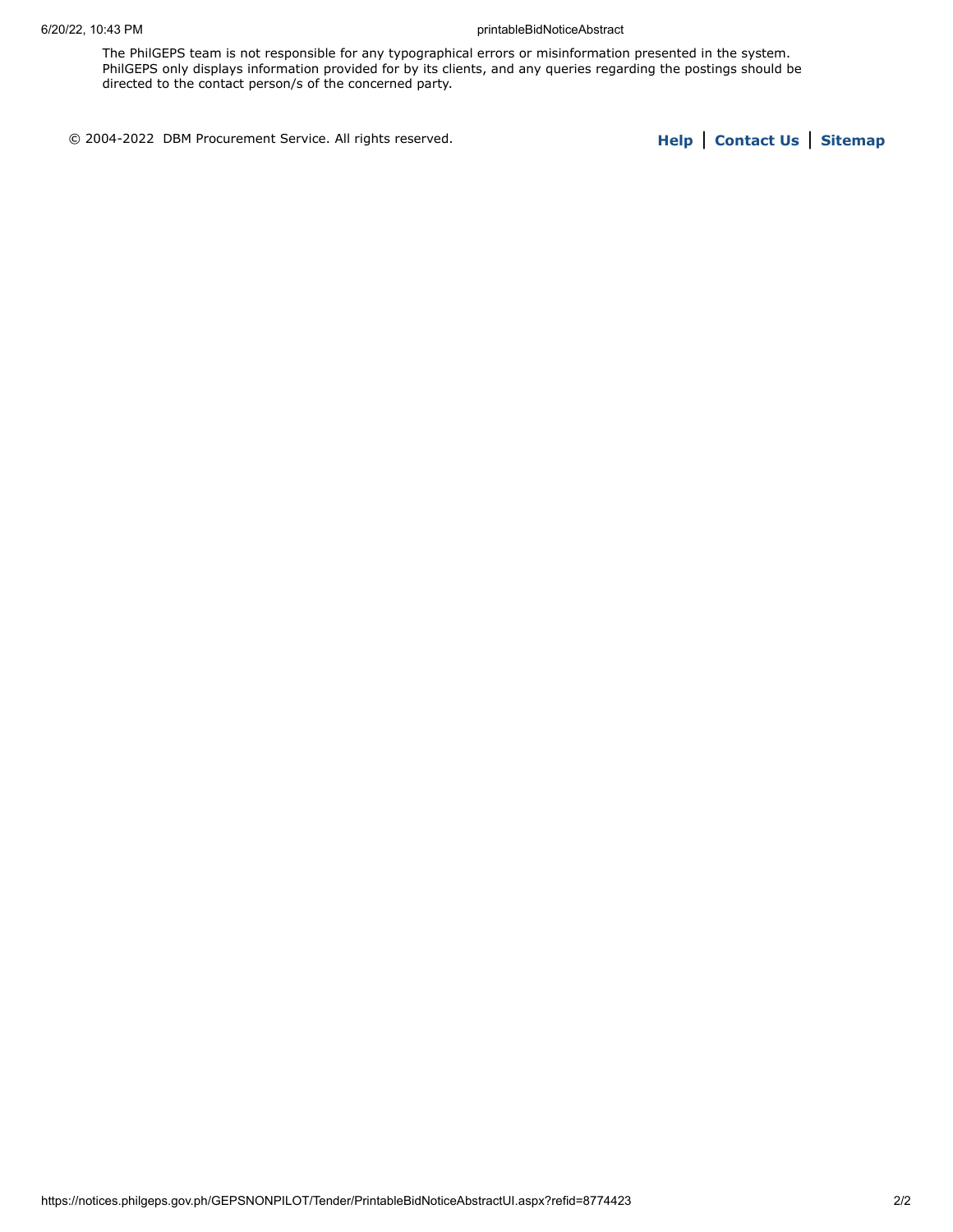The PhilGEPS team is not responsible for any typographical errors or misinformation presented in the system. PhilGEPS only displays information provided for by its clients, and any queries regarding the postings should be directed to the contact person/s of the concerned party.

© 2004-2022 DBM Procurement Service. All rights reserved.

**Help** | **Contact Us** | **Sitemap**